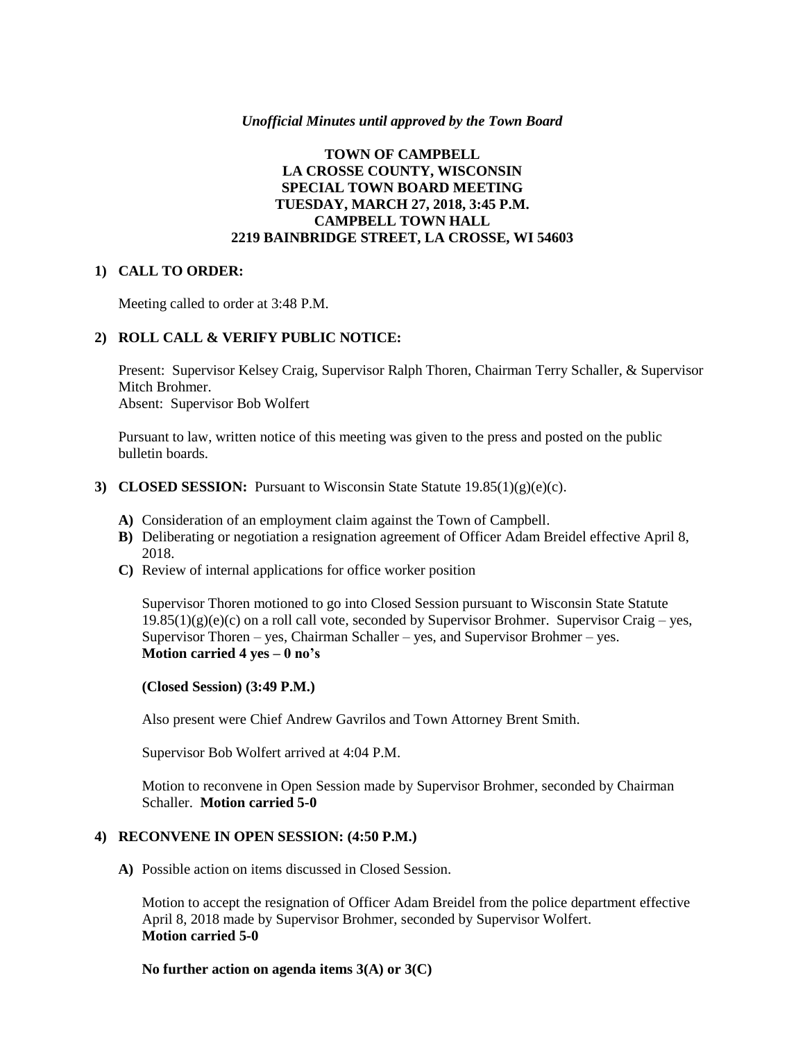*Unofficial Minutes until approved by the Town Board*

**TOWN OF CAMPBELL**
**LA CROSSE COUNTY, WISCONSIN**
**SPECIAL TOWN BOARD MEETING**
**TUESDAY, MARCH 27, 2018, 3:45 P.M.**
**CAMPBELL TOWN HALL**
**2219 BAINBRIDGE STREET, LA CROSSE, WI 54603**

**1) CALL TO ORDER:**

Meeting called to order at 3:48 P.M.

**2) ROLL CALL & VERIFY PUBLIC NOTICE:**

Present: Supervisor Kelsey Craig, Supervisor Ralph Thoren, Chairman Terry Schaller, & Supervisor Mitch Brohmer.
Absent: Supervisor Bob Wolfert

Pursuant to law, written notice of this meeting was given to the press and posted on the public bulletin boards.

**3) CLOSED SESSION:** Pursuant to Wisconsin State Statute 19.85(1)(g)(e)(c).

**A)** Consideration of an employment claim against the Town of Campbell.
**B)** Deliberating or negotiation a resignation agreement of Officer Adam Breidel effective April 8, 2018.
**C)** Review of internal applications for office worker position

Supervisor Thoren motioned to go into Closed Session pursuant to Wisconsin State Statute 19.85(1)(g)(e)(c) on a roll call vote, seconded by Supervisor Brohmer. Supervisor Craig – yes, Supervisor Thoren – yes, Chairman Schaller – yes, and Supervisor Brohmer – yes.
**Motion carried 4 yes – 0 no's**

**(Closed Session) (3:49 P.M.)**

Also present were Chief Andrew Gavrilos and Town Attorney Brent Smith.

Supervisor Bob Wolfert arrived at 4:04 P.M.

Motion to reconvene in Open Session made by Supervisor Brohmer, seconded by Chairman Schaller. **Motion carried 5-0**

**4) RECONVENE IN OPEN SESSION: (4:50 P.M.)**

**A)** Possible action on items discussed in Closed Session.

Motion to accept the resignation of Officer Adam Breidel from the police department effective April 8, 2018 made by Supervisor Brohmer, seconded by Supervisor Wolfert.
**Motion carried 5-0**

**No further action on agenda items 3(A) or 3(C)**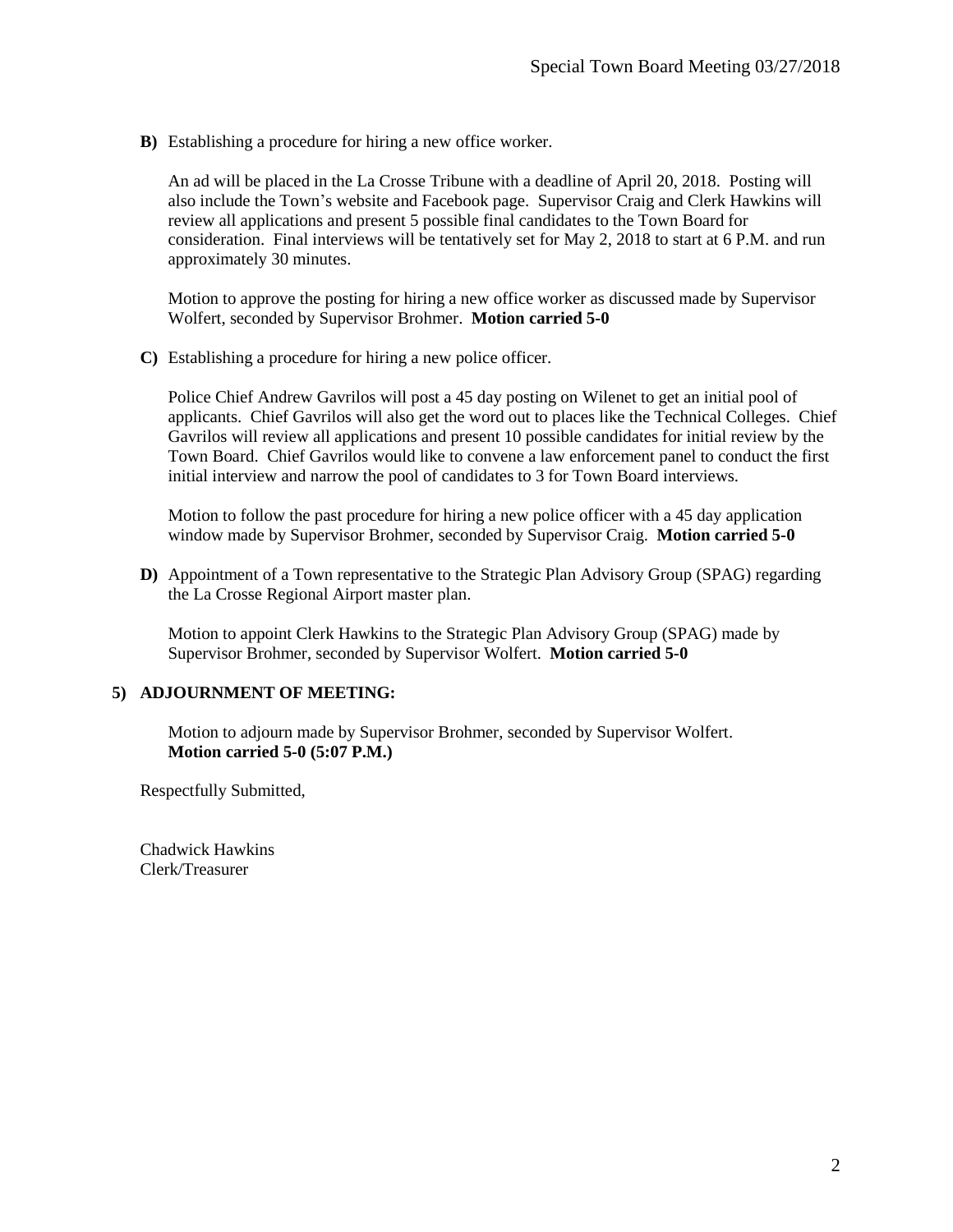**B)** Establishing a procedure for hiring a new office worker.

An ad will be placed in the La Crosse Tribune with a deadline of April 20, 2018. Posting will also include the Town's website and Facebook page. Supervisor Craig and Clerk Hawkins will review all applications and present 5 possible final candidates to the Town Board for consideration. Final interviews will be tentatively set for May 2, 2018 to start at 6 P.M. and run approximately 30 minutes.

Motion to approve the posting for hiring a new office worker as discussed made by Supervisor Wolfert, seconded by Supervisor Brohmer. **Motion carried 5-0**

**C)** Establishing a procedure for hiring a new police officer.

Police Chief Andrew Gavrilos will post a 45 day posting on Wilenet to get an initial pool of applicants. Chief Gavrilos will also get the word out to places like the Technical Colleges. Chief Gavrilos will review all applications and present 10 possible candidates for initial review by the Town Board. Chief Gavrilos would like to convene a law enforcement panel to conduct the first initial interview and narrow the pool of candidates to 3 for Town Board interviews.

Motion to follow the past procedure for hiring a new police officer with a 45 day application window made by Supervisor Brohmer, seconded by Supervisor Craig. **Motion carried 5-0**

**D)** Appointment of a Town representative to the Strategic Plan Advisory Group (SPAG) regarding the La Crosse Regional Airport master plan.

Motion to appoint Clerk Hawkins to the Strategic Plan Advisory Group (SPAG) made by Supervisor Brohmer, seconded by Supervisor Wolfert. **Motion carried 5-0**

**5) ADJOURNMENT OF MEETING:**

Motion to adjourn made by Supervisor Brohmer, seconded by Supervisor Wolfert.
**Motion carried 5-0 (5:07 P.M.)**

Respectfully Submitted,

Chadwick Hawkins
Clerk/Treasurer